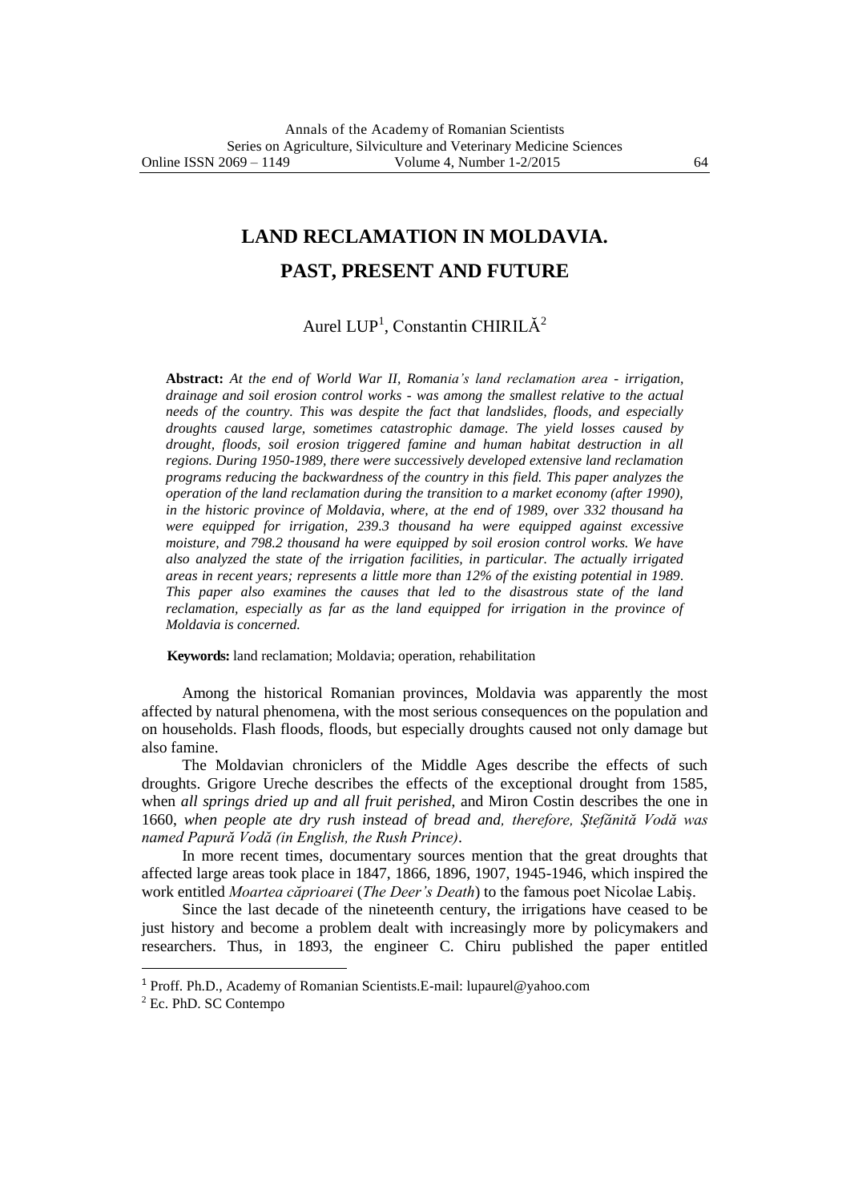# LAND RECLAMATION IN MOLDAVIA. PAST, PRESENT AND FUTURE

Aurel LUP[1], Constantin CHIRILĂ[2]

**Abstract:** *At the end of World War II, Romania's land reclamation area - irrigation, drainage and soil erosion control works - was among the smallest relative to the actual needs of the country. This was despite the fact that landslides, floods, and especially droughts caused large, sometimes catastrophic damage. The yield losses caused by drought, floods, soil erosion triggered famine and human habitat destruction in all regions. During 1950-1989, there were successively developed extensive land reclamation programs reducing the backwardness of the country in this field. This paper analyzes the operation of the land reclamation during the transition to a market economy (after 1990), in the historic province of Moldavia, where, at the end of 1989, over 332 thousand ha were equipped for irrigation, 239.3 thousand ha were equipped against excessive moisture, and 798.2 thousand ha were equipped by soil erosion control works. We have also analyzed the state of the irrigation facilities, in particular. The actually irrigated areas in recent years; represents a little more than 12% of the existing potential in 1989. This paper also examines the causes that led to the disastrous state of the land reclamation, especially as far as the land equipped for irrigation in the province of Moldavia is concerned.*

**Keywords:** land reclamation; Moldavia; operation, rehabilitation

Among the historical Romanian provinces, Moldavia was apparently the most affected by natural phenomena, with the most serious consequences on the population and on households. Flash floods, floods, but especially droughts caused not only damage but also famine.

The Moldavian chroniclers of the Middle Ages describe the effects of such droughts. Grigore Ureche describes the effects of the exceptional drought from 1585, when *all springs dried up and all fruit perished*, and Miron Costin describes the one in 1660, *when people ate dry rush instead of bread and, therefore, Ştefănită Vodă was named Papură Vodă (in English, the Rush Prince)*.

In more recent times, documentary sources mention that the great droughts that affected large areas took place in 1847, 1866, 1896, 1907, 1945-1946, which inspired the work entitled *Moartea căprioarei* (*The Deer's Death*) to the famous poet Nicolae Labiş.

Since the last decade of the nineteenth century, the irrigations have ceased to be just history and become a problem dealt with increasingly more by policymakers and researchers. Thus, in 1893, the engineer C. Chiru published the paper entitled

---

[1] Proff. Ph.D., Academy of Romanian Scientists.E-mail: lupaurel@yahoo.com

[2] Ec. PhD. SC Contempo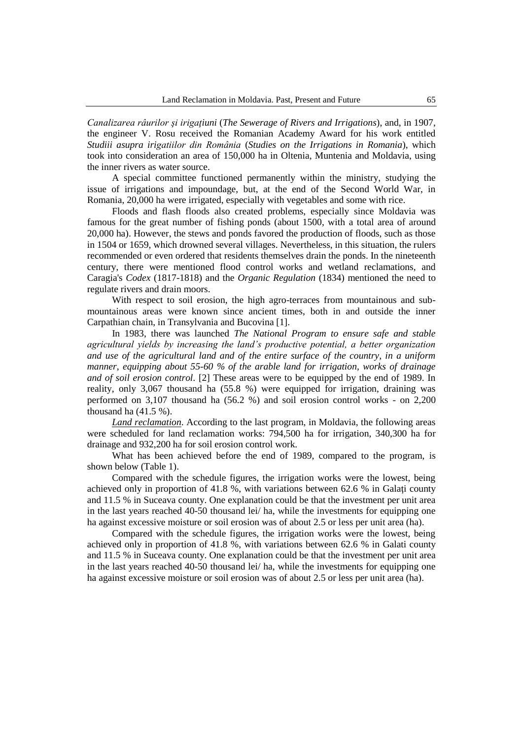*Canalizarea râurilor şi irigaţiuni* (*The Sewerage of Rivers and Irrigations*), and, in 1907, the engineer V. Rosu received the Romanian Academy Award for his work entitled *Studiii asupra irigatiilor din România* (*Studies on the Irrigations in Romania*), which took into consideration an area of 150,000 ha in Oltenia, Muntenia and Moldavia, using the inner rivers as water source.

A special committee functioned permanently within the ministry, studying the issue of irrigations and impoundage, but, at the end of the Second World War, in Romania, 20,000 ha were irrigated, especially with vegetables and some with rice.

Floods and flash floods also created problems, especially since Moldavia was famous for the great number of fishing ponds (about 1500, with a total area of around 20,000 ha). However, the stews and ponds favored the production of floods, such as those in 1504 or 1659, which drowned several villages. Nevertheless, in this situation, the rulers recommended or even ordered that residents themselves drain the ponds. In the nineteenth century, there were mentioned flood control works and wetland reclamations, and Caragia's *Codex* (1817-1818) and the *Organic Regulation* (1834) mentioned the need to regulate rivers and drain moors.

With respect to soil erosion, the high agro-terraces from mountainous and sub-mountainous areas were known since ancient times, both in and outside the inner Carpathian chain, in Transylvania and Bucovina [1].

In 1983, there was launched *The National Program to ensure safe and stable agricultural yields by increasing the land's productive potential, a better organization and use of the agricultural land and of the entire surface of the country, in a uniform manner, equipping about 55-60 % of the arable land for irrigation, works of drainage and of soil erosion control*. [2] These areas were to be equipped by the end of 1989. In reality, only 3,067 thousand ha (55.8 %) were equipped for irrigation, draining was performed on 3,107 thousand ha (56.2 %) and soil erosion control works - on 2,200 thousand ha (41.5 %).

*Land reclamation*. According to the last program, in Moldavia, the following areas were scheduled for land reclamation works: 794,500 ha for irrigation, 340,300 ha for drainage and 932,200 ha for soil erosion control work.

What has been achieved before the end of 1989, compared to the program, is shown below (Table 1).

Compared with the schedule figures, the irrigation works were the lowest, being achieved only in proportion of 41.8 %, with variations between 62.6 % in Galaţi county and 11.5 % in Suceava county. One explanation could be that the investment per unit area in the last years reached 40-50 thousand lei/ ha, while the investments for equipping one ha against excessive moisture or soil erosion was of about 2.5 or less per unit area (ha).

Compared with the schedule figures, the irrigation works were the lowest, being achieved only in proportion of 41.8 %, with variations between 62.6 % in Galati county and 11.5 % in Suceava county. One explanation could be that the investment per unit area in the last years reached 40-50 thousand lei/ ha, while the investments for equipping one ha against excessive moisture or soil erosion was of about 2.5 or less per unit area (ha).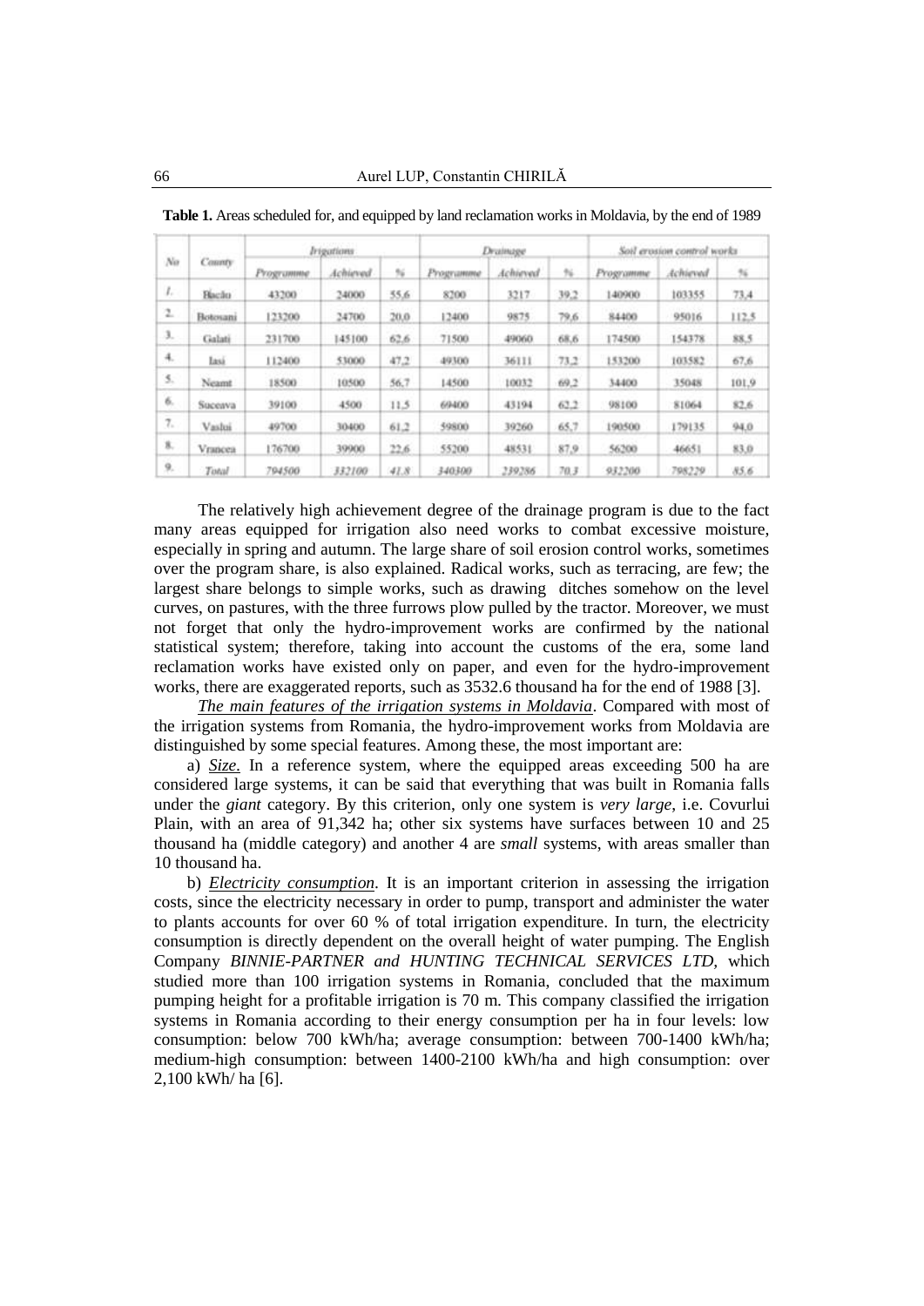**Table 1.** Areas scheduled for, and equipped by land reclamation works in Moldavia, by the end of 1989

| No | County | Irrigations | | | Drainage | | | Soil erosion control works | | |
|---|---|---|---|---|---|---|---|---|---|---|
| | | Programme | Achieved | % | Programme | Achieved | % | Programme | Achieved | % |
| 1. | Bacău | 43200 | 24000 | 55,6 | 8200 | 3217 | 39,2 | 140900 | 103355 | 73,4 |
| 2. | Botosani | 123200 | 24700 | 20,0 | 12400 | 9875 | 79,6 | 84400 | 95016 | 112,5 |
| 3. | Galati | 231700 | 145100 | 62,6 | 71500 | 49060 | 68,6 | 174500 | 154378 | 88,5 |
| 4. | Iasi | 112400 | 53000 | 47,2 | 49300 | 36111 | 73,2 | 153200 | 103582 | 67,6 |
| 5. | Neamt | 18500 | 10500 | 56,7 | 14500 | 10032 | 69,2 | 34400 | 35048 | 101,9 |
| 6. | Suceava | 39100 | 4500 | 11,5 | 69400 | 43194 | 62,2 | 98100 | 81064 | 82,6 |
| 7. | Vaslui | 49700 | 30400 | 61,2 | 59800 | 39260 | 65,7 | 190500 | 179135 | 94,0 |
| 8. | Vrancea | 176700 | 39900 | 22,6 | 55200 | 48531 | 87,9 | 56200 | 46651 | 83,0 |
| 9. | *Total* | *794500* | *332100* | *41,8* | *340300* | *239286* | *70,3* | *932200* | *798229* | *85,6* |

The relatively high achievement degree of the drainage program is due to the fact many areas equipped for irrigation also need works to combat excessive moisture, especially in spring and autumn. The large share of soil erosion control works, sometimes over the program share, is also explained. Radical works, such as terracing, are few; the largest share belongs to simple works, such as drawing ditches somehow on the level curves, on pastures, with the three furrows plow pulled by the tractor. Moreover, we must not forget that only the hydro-improvement works are confirmed by the national statistical system; therefore, taking into account the customs of the era, some land reclamation works have existed only on paper, and even for the hydro-improvement works, there are exaggerated reports, such as 3532.6 thousand ha for the end of 1988 [3].

*The main features of the irrigation systems in Moldavia*. Compared with most of the irrigation systems from Romania, the hydro-improvement works from Moldavia are distinguished by some special features. Among these, the most important are:

a) *Size.* In a reference system, where the equipped areas exceeding 500 ha are considered large systems, it can be said that everything that was built in Romania falls under the *giant* category. By this criterion, only one system is *very large*, i.e. Covurlui Plain, with an area of 91,342 ha; other six systems have surfaces between 10 and 25 thousand ha (middle category) and another 4 are *small* systems, with areas smaller than 10 thousand ha.

b) *Electricity consumption*. It is an important criterion in assessing the irrigation costs, since the electricity necessary in order to pump, transport and administer the water to plants accounts for over 60 % of total irrigation expenditure. In turn, the electricity consumption is directly dependent on the overall height of water pumping. The English Company *BINNIE-PARTNER and HUNTING TECHNICAL SERVICES LTD,* which studied more than 100 irrigation systems in Romania, concluded that the maximum pumping height for a profitable irrigation is 70 m. This company classified the irrigation systems in Romania according to their energy consumption per ha in four levels: low consumption: below 700 kWh/ha; average consumption: between 700-1400 kWh/ha; medium-high consumption: between 1400-2100 kWh/ha and high consumption: over 2,100 kWh/ ha [6].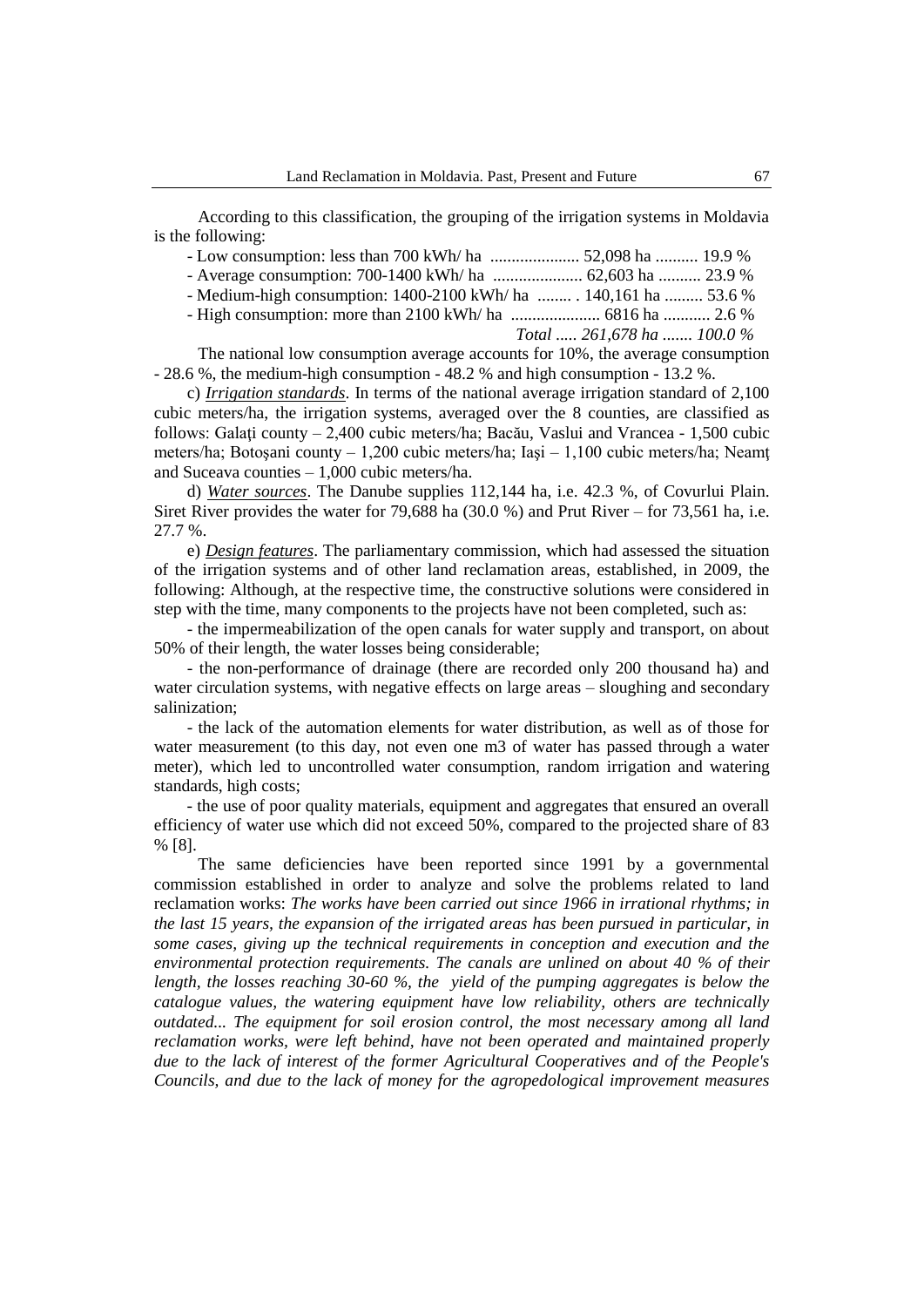According to this classification, the grouping of the irrigation systems in Moldavia is the following:

- Low consumption: less than 700 kWh/ ha ..................... 52,098 ha .......... 19.9 %
- Average consumption: 700-1400 kWh/ ha ..................... 62,603 ha .......... 23.9 %
- Medium-high consumption: 1400-2100 kWh/ ha ........ . 140,161 ha ......... 53.6 %
- High consumption: more than 2100 kWh/ ha ..................... 6816 ha ........... 2.6 %

*Total ..... 261,678 ha ....... 100.0 %*

The national low consumption average accounts for 10%, the average consumption - 28.6 %, the medium-high consumption - 48.2 % and high consumption - 13.2 %.

c) ***Irrigation standards***. In terms of the national average irrigation standard of 2,100 cubic meters/ha, the irrigation systems, averaged over the 8 counties, are classified as follows: Galați county – 2,400 cubic meters/ha; Bacău, Vaslui and Vrancea - 1,500 cubic meters/ha; Botoşani county – 1,200 cubic meters/ha; Iaşi – 1,100 cubic meters/ha; Neamţ and Suceava counties – 1,000 cubic meters/ha.

d) ***Water sources***. The Danube supplies 112,144 ha, i.e. 42.3 %, of Covurlui Plain. Siret River provides the water for 79,688 ha (30.0 %) and Prut River – for 73,561 ha, i.e. 27.7 %.

e) ***Design features***. The parliamentary commission, which had assessed the situation of the irrigation systems and of other land reclamation areas, established, in 2009, the following: Although, at the respective time, the constructive solutions were considered in step with the time, many components to the projects have not been completed, such as:

- the impermeabilization of the open canals for water supply and transport, on about 50% of their length, the water losses being considerable;
- the non-performance of drainage (there are recorded only 200 thousand ha) and water circulation systems, with negative effects on large areas – sloughing and secondary salinization;
- the lack of the automation elements for water distribution, as well as of those for water measurement (to this day, not even one m3 of water has passed through a water meter), which led to uncontrolled water consumption, random irrigation and watering standards, high costs;
- the use of poor quality materials, equipment and aggregates that ensured an overall efficiency of water use which did not exceed 50%, compared to the projected share of 83 % [8].

The same deficiencies have been reported since 1991 by a governmental commission established in order to analyze and solve the problems related to land reclamation works: *The works have been carried out since 1966 in irrational rhythms; in the last 15 years, the expansion of the irrigated areas has been pursued in particular, in some cases, giving up the technical requirements in conception and execution and the environmental protection requirements. The canals are unlined on about 40 % of their length, the losses reaching 30-60 %, the yield of the pumping aggregates is below the catalogue values, the watering equipment have low reliability, others are technically outdated... The equipment for soil erosion control, the most necessary among all land reclamation works, were left behind, have not been operated and maintained properly due to the lack of interest of the former Agricultural Cooperatives and of the People's Councils, and due to the lack of money for the agropedological improvement measures*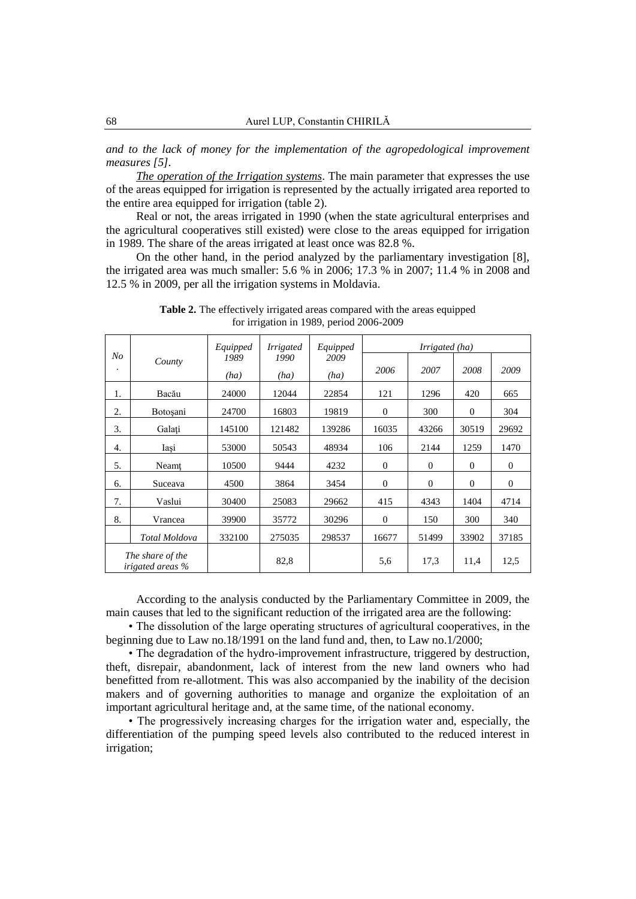*and to the lack of money for the implementation of the agropedological improvement measures [5].*

*The operation of the Irrigation systems*. The main parameter that expresses the use of the areas equipped for irrigation is represented by the actually irrigated area reported to the entire area equipped for irrigation (table 2).

Real or not, the areas irrigated in 1990 (when the state agricultural enterprises and the agricultural cooperatives still existed) were close to the areas equipped for irrigation in 1989. The share of the areas irrigated at least once was 82.8 %.

On the other hand, in the period analyzed by the parliamentary investigation [8], the irrigated area was much smaller: 5.6 % in 2006; 17.3 % in 2007; 11.4 % in 2008 and 12.5 % in 2009, per all the irrigation systems in Moldavia.

**Table 2.** The effectively irrigated areas compared with the areas equipped for irrigation in 1989, period 2006-2009

| *No.* | *County* | *Equipped 1989 (ha)* | *Irrigated 1990 (ha)* | *Equipped 2009 (ha)* | *Irrigated (ha)* | | | |
|---|---|---|---|---|---|---|---|---|
| | | | | | *2006* | *2007* | *2008* | *2009* |
| 1. | Bacău | 24000 | 12044 | 22854 | 121 | 1296 | 420 | 665 |
| 2. | Botoşani | 24700 | 16803 | 19819 | 0 | 300 | 0 | 304 |
| 3. | Galaţi | 145100 | 121482 | 139286 | 16035 | 43266 | 30519 | 29692 |
| 4. | Iaşi | 53000 | 50543 | 48934 | 106 | 2144 | 1259 | 1470 |
| 5. | Neamţ | 10500 | 9444 | 4232 | 0 | 0 | 0 | 0 |
| 6. | Suceava | 4500 | 3864 | 3454 | 0 | 0 | 0 | 0 |
| 7. | Vaslui | 30400 | 25083 | 29662 | 415 | 4343 | 1404 | 4714 |
| 8. | Vrancea | 39900 | 35772 | 30296 | 0 | 150 | 300 | 340 |
| | *Total Moldova* | 332100 | 275035 | 298537 | 16677 | 51499 | 33902 | 37185 |
| *The share of the irigated areas %* | | | 82,8 | | 5,6 | 17,3 | 11,4 | 12,5 |

According to the analysis conducted by the Parliamentary Committee in 2009, the main causes that led to the significant reduction of the irrigated area are the following:

- The dissolution of the large operating structures of agricultural cooperatives, in the beginning due to Law no.18/1991 on the land fund and, then, to Law no.1/2000;
- The degradation of the hydro-improvement infrastructure, triggered by destruction, theft, disrepair, abandonment, lack of interest from the new land owners who had benefitted from re-allotment. This was also accompanied by the inability of the decision makers and of governing authorities to manage and organize the exploitation of an important agricultural heritage and, at the same time, of the national economy.
- The progressively increasing charges for the irrigation water and, especially, the differentiation of the pumping speed levels also contributed to the reduced interest in irrigation;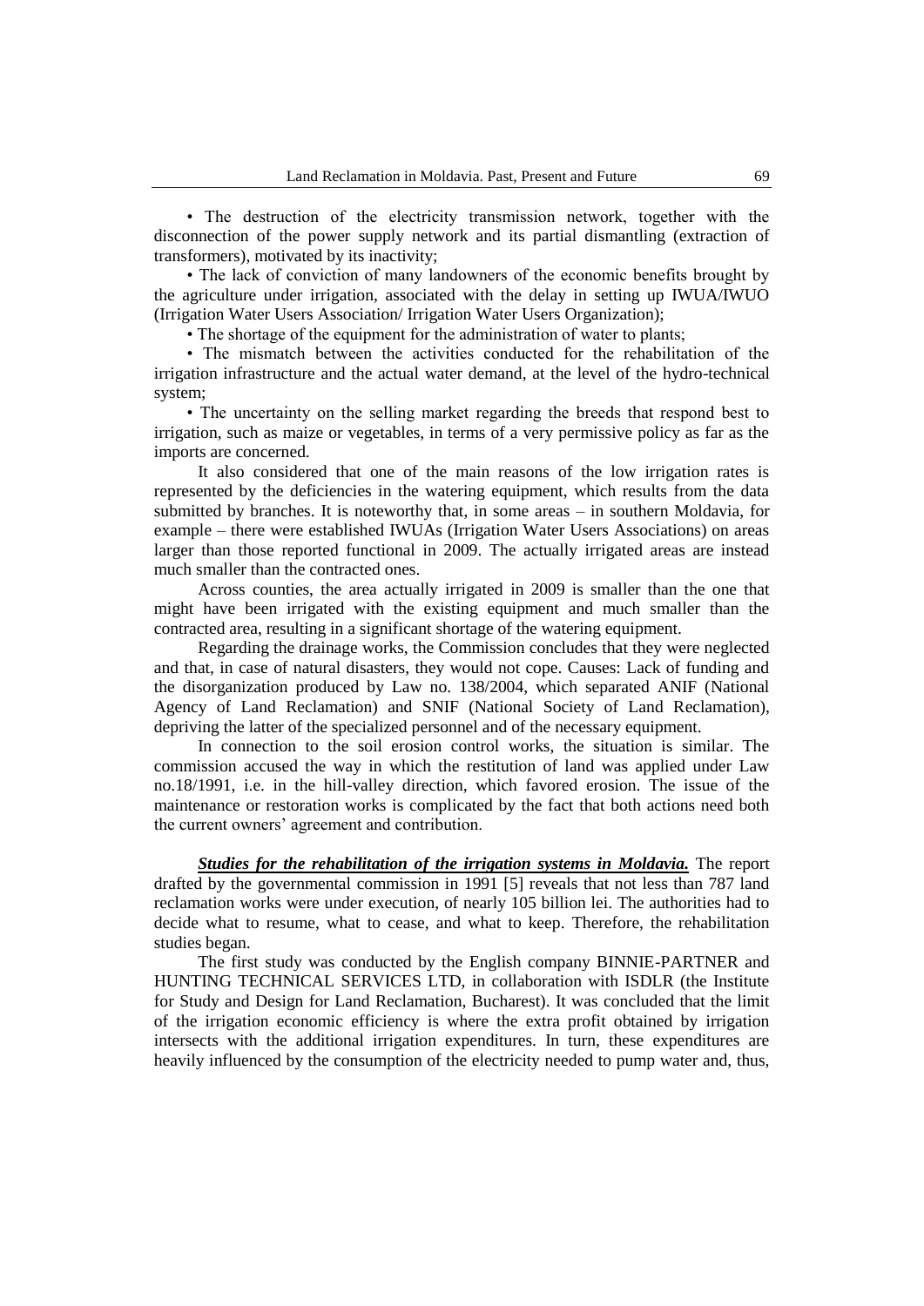• The destruction of the electricity transmission network, together with the disconnection of the power supply network and its partial dismantling (extraction of transformers), motivated by its inactivity;

• The lack of conviction of many landowners of the economic benefits brought by the agriculture under irrigation, associated with the delay in setting up IWUA/IWUO (Irrigation Water Users Association/ Irrigation Water Users Organization);

• The shortage of the equipment for the administration of water to plants;

• The mismatch between the activities conducted for the rehabilitation of the irrigation infrastructure and the actual water demand, at the level of the hydro-technical system;

• The uncertainty on the selling market regarding the breeds that respond best to irrigation, such as maize or vegetables, in terms of a very permissive policy as far as the imports are concerned.

It also considered that one of the main reasons of the low irrigation rates is represented by the deficiencies in the watering equipment, which results from the data submitted by branches. It is noteworthy that, in some areas – in southern Moldavia, for example – there were established IWUAs (Irrigation Water Users Associations) on areas larger than those reported functional in 2009. The actually irrigated areas are instead much smaller than the contracted ones.

Across counties, the area actually irrigated in 2009 is smaller than the one that might have been irrigated with the existing equipment and much smaller than the contracted area, resulting in a significant shortage of the watering equipment.

Regarding the drainage works, the Commission concludes that they were neglected and that, in case of natural disasters, they would not cope. Causes: Lack of funding and the disorganization produced by Law no. 138/2004, which separated ANIF (National Agency of Land Reclamation) and SNIF (National Society of Land Reclamation), depriving the latter of the specialized personnel and of the necessary equipment.

In connection to the soil erosion control works, the situation is similar. The commission accused the way in which the restitution of land was applied under Law no.18/1991, i.e. in the hill-valley direction, which favored erosion. The issue of the maintenance or restoration works is complicated by the fact that both actions need both the current owners' agreement and contribution.

***Studies for the rehabilitation of the irrigation systems in Moldavia.*** The report drafted by the governmental commission in 1991 [5] reveals that not less than 787 land reclamation works were under execution, of nearly 105 billion lei. The authorities had to decide what to resume, what to cease, and what to keep. Therefore, the rehabilitation studies began.

The first study was conducted by the English company BINNIE-PARTNER and HUNTING TECHNICAL SERVICES LTD, in collaboration with ISDLR (the Institute for Study and Design for Land Reclamation, Bucharest). It was concluded that the limit of the irrigation economic efficiency is where the extra profit obtained by irrigation intersects with the additional irrigation expenditures. In turn, these expenditures are heavily influenced by the consumption of the electricity needed to pump water and, thus,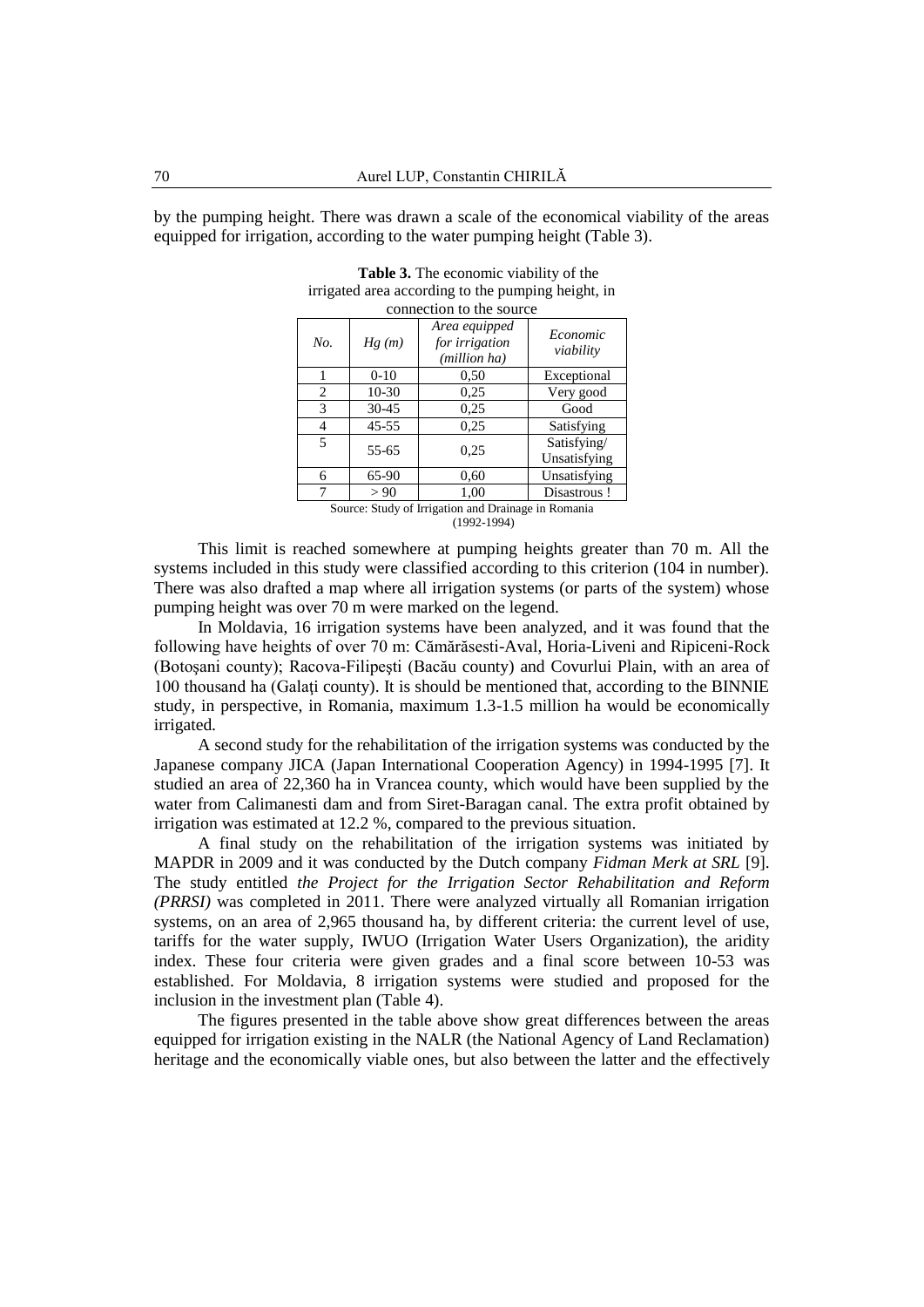by the pumping height. There was drawn a scale of the economical viability of the areas equipped for irrigation, according to the water pumping height (Table 3).

**Table 3.** The economic viability of the irrigated area according to the pumping height, in connection to the source

| *No.* | *Hg (m)* | *Area equipped for irrigation (million ha)* | *Economic viability* |
|---|---|---|---|
| 1 | 0-10 | 0,50 | Exceptional |
| 2 | 10-30 | 0,25 | Very good |
| 3 | 30-45 | 0,25 | Good |
| 4 | 45-55 | 0,25 | Satisfying |
| 5 | 55-65 | 0,25 | Satisfying/ Unsatisfying |
| 6 | 65-90 | 0,60 | Unsatisfying |
| 7 | > 90 | 1,00 | Disastrous ! |

Source: Study of Irrigation and Drainage in Romania (1992-1994)

This limit is reached somewhere at pumping heights greater than 70 m. All the systems included in this study were classified according to this criterion (104 in number). There was also drafted a map where all irrigation systems (or parts of the system) whose pumping height was over 70 m were marked on the legend.

In Moldavia, 16 irrigation systems have been analyzed, and it was found that the following have heights of over 70 m: Cămărăsesti-Aval, Horia-Liveni and Ripiceni-Rock (Botoșani county); Racova-Filipeşti (Bacău county) and Covurlui Plain, with an area of 100 thousand ha (Galați county). It is should be mentioned that, according to the BINNIE study, in perspective, in Romania, maximum 1.3-1.5 million ha would be economically irrigated.

A second study for the rehabilitation of the irrigation systems was conducted by the Japanese company JICA (Japan International Cooperation Agency) in 1994-1995 [7]. It studied an area of 22,360 ha in Vrancea county, which would have been supplied by the water from Calimanesti dam and from Siret-Baragan canal. The extra profit obtained by irrigation was estimated at 12.2 %, compared to the previous situation.

A final study on the rehabilitation of the irrigation systems was initiated by MAPDR in 2009 and it was conducted by the Dutch company *Fidman Merk at SRL* [9]. The study entitled *the Project for the Irrigation Sector Rehabilitation and Reform (PRRSI)* was completed in 2011. There were analyzed virtually all Romanian irrigation systems, on an area of 2,965 thousand ha, by different criteria: the current level of use, tariffs for the water supply, IWUO (Irrigation Water Users Organization), the aridity index. These four criteria were given grades and a final score between 10-53 was established. For Moldavia, 8 irrigation systems were studied and proposed for the inclusion in the investment plan (Table 4).

The figures presented in the table above show great differences between the areas equipped for irrigation existing in the NALR (the National Agency of Land Reclamation) heritage and the economically viable ones, but also between the latter and the effectively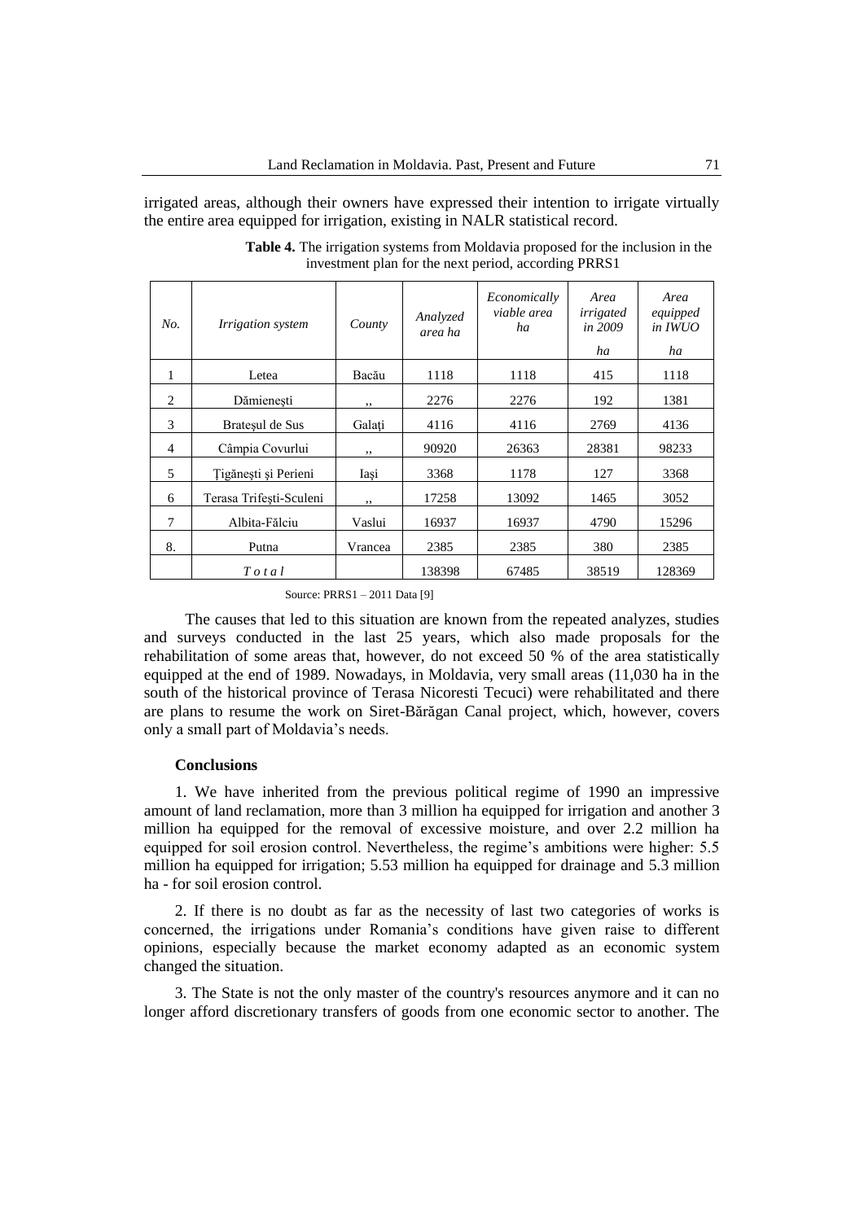irrigated areas, although their owners have expressed their intention to irrigate virtually the entire area equipped for irrigation, existing in NALR statistical record.

**Table 4.** The irrigation systems from Moldavia proposed for the inclusion in the investment plan for the next period, according PRRS1

| *No.* | *Irrigation system* | *County* | *Analyzed area ha* | *Economically viable area ha* | *Area irrigated in 2009* *ha* | *Area equipped in IWUO* *ha* |
|---|---|---|---|---|---|---|
| 1 | Letea | Bacău | 1118 | 1118 | 415 | 1118 |
| 2 | Dămieneşti | ,, | 2276 | 2276 | 192 | 1381 |
| 3 | Brateşul de Sus | Galaţi | 4116 | 4116 | 2769 | 4136 |
| 4 | Câmpia Covurlui | ,, | 90920 | 26363 | 28381 | 98233 |
| 5 | Ţigăneşti şi Perieni | Iaşi | 3368 | 1178 | 127 | 3368 |
| 6 | Terasa Trifeşti-Sculeni | ,, | 17258 | 13092 | 1465 | 3052 |
| 7 | Albita-Fălciu | Vaslui | 16937 | 16937 | 4790 | 15296 |
| 8. | Putna | Vrancea | 2385 | 2385 | 380 | 2385 |
| | *T o t a l* | | 138398 | 67485 | 38519 | 128369 |

Source: PRRS1 – 2011 Data [9]

The causes that led to this situation are known from the repeated analyzes, studies and surveys conducted in the last 25 years, which also made proposals for the rehabilitation of some areas that, however, do not exceed 50 % of the area statistically equipped at the end of 1989. Nowadays, in Moldavia, very small areas (11,030 ha in the south of the historical province of Terasa Nicoresti Tecuci) were rehabilitated and there are plans to resume the work on Siret-Bărăgan Canal project, which, however, covers only a small part of Moldavia's needs.

**Conclusions**

1. We have inherited from the previous political regime of 1990 an impressive amount of land reclamation, more than 3 million ha equipped for irrigation and another 3 million ha equipped for the removal of excessive moisture, and over 2.2 million ha equipped for soil erosion control. Nevertheless, the regime's ambitions were higher: 5.5 million ha equipped for irrigation; 5.53 million ha equipped for drainage and 5.3 million ha - for soil erosion control.

2. If there is no doubt as far as the necessity of last two categories of works is concerned, the irrigations under Romania's conditions have given raise to different opinions, especially because the market economy adapted as an economic system changed the situation.

3. The State is not the only master of the country's resources anymore and it can no longer afford discretionary transfers of goods from one economic sector to another. The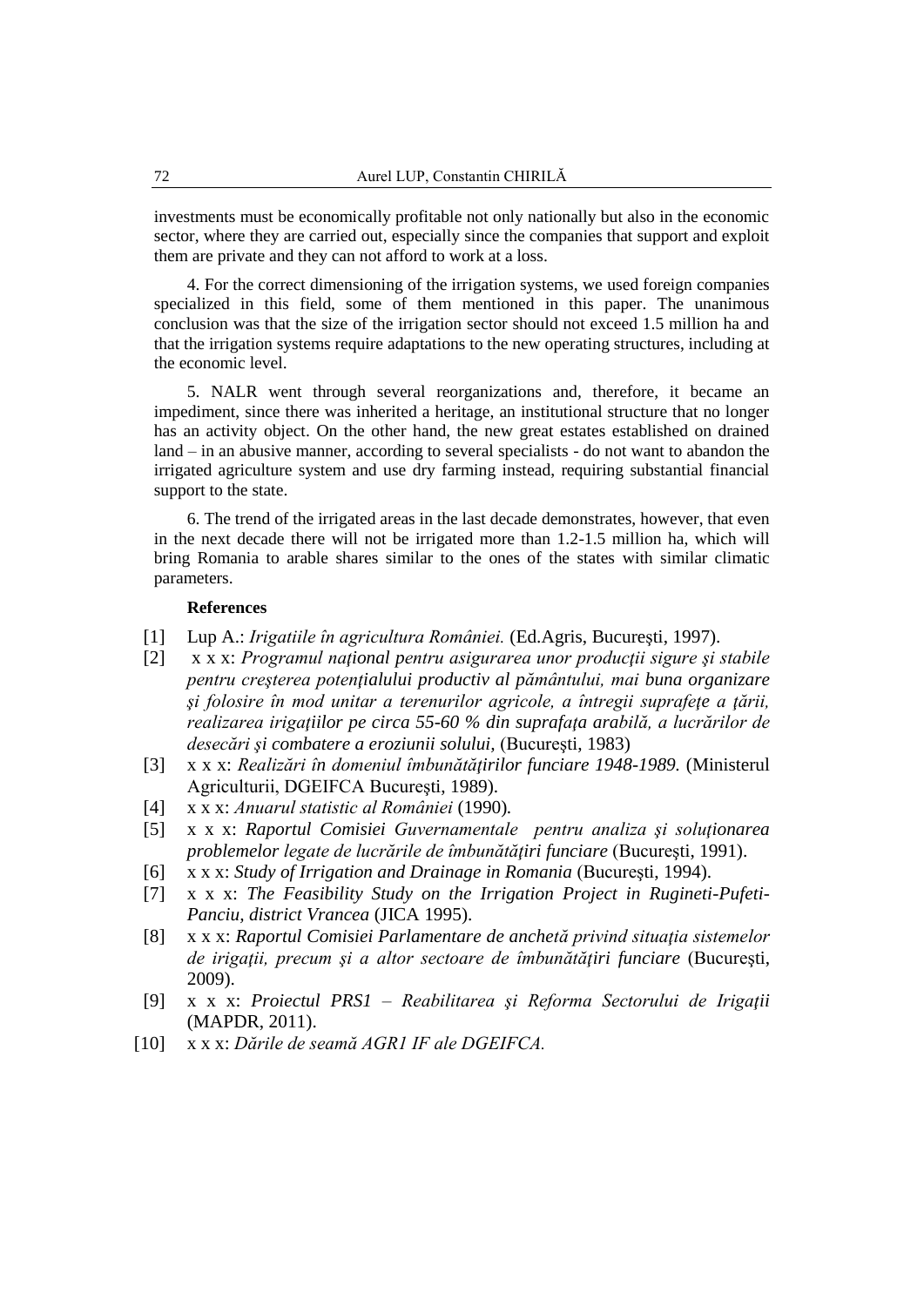investments must be economically profitable not only nationally but also in the economic sector, where they are carried out, especially since the companies that support and exploit them are private and they can not afford to work at a loss.

4. For the correct dimensioning of the irrigation systems, we used foreign companies specialized in this field, some of them mentioned in this paper. The unanimous conclusion was that the size of the irrigation sector should not exceed 1.5 million ha and that the irrigation systems require adaptations to the new operating structures, including at the economic level.

5. NALR went through several reorganizations and, therefore, it became an impediment, since there was inherited a heritage, an institutional structure that no longer has an activity object. On the other hand, the new great estates established on drained land – in an abusive manner, according to several specialists - do not want to abandon the irrigated agriculture system and use dry farming instead, requiring substantial financial support to the state.

6. The trend of the irrigated areas in the last decade demonstrates, however, that even in the next decade there will not be irrigated more than 1.2-1.5 million ha, which will bring Romania to arable shares similar to the ones of the states with similar climatic parameters.

**References**

[1] Lup A.: *Irigatiile în agricultura României.* (Ed.Agris, Bucureşti, 1997).

[2] x x x: *Programul naţional pentru asigurarea unor producţii sigure şi stabile pentru creşterea potenţialului productiv al pământului, mai buna organizare şi folosire în mod unitar a terenurilor agricole, a întregii suprafeţe a ţării, realizarea irigaţiilor pe circa 55-60 % din suprafaţa arabilă, a lucrărilor de desecări şi combatere a eroziunii solului,* (Bucureşti, 1983)

[3] x x x: *Realizări în domeniul îmbunătățirilor funciare 1948-1989.* (Ministerul Agriculturii, DGEIFCA Bucureşti, 1989).

[4] x x x: *Anuarul statistic al României* (1990).

[5] x x x: *Raportul Comisiei Guvernamentale pentru analiza şi soluţionarea problemelor legate de lucrările de îmbunătățiri funciare* (Bucureşti, 1991).

[6] x x x: *Study of Irrigation and Drainage in Romania* (Bucureşti, 1994).

[7] x x x: *The Feasibility Study on the Irrigation Project in Rugineti-Pufeti-Panciu, district Vrancea* (JICA 1995).

[8] x x x: *Raportul Comisiei Parlamentare de anchetă privind situaţia sistemelor de irigaţii, precum şi a altor sectoare de îmbunătăţiri funciare* (Bucureşti, 2009).

[9] x x x: *Proiectul PRS1 – Reabilitarea şi Reforma Sectorului de Irigaţii* (MAPDR, 2011).

[10] x x x: *Dările de seamă AGR1 IF ale DGEIFCA.*